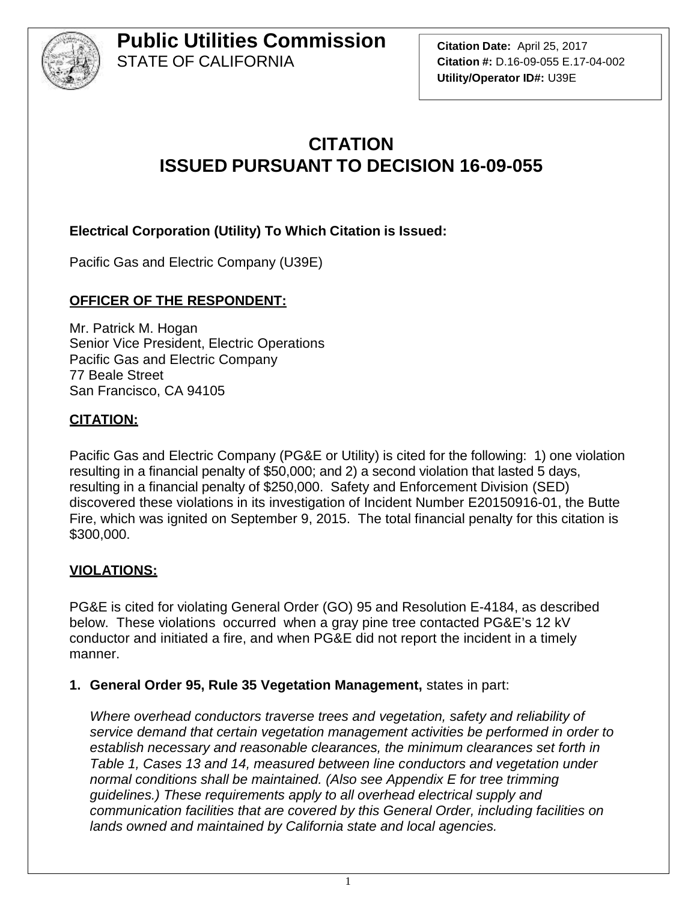# Public Utilities Commission
STATE OF CALIFORNIA

**Citation Date:** April 25, 2017
**Citation #:** D.16-09-055 E.17-04-002
**Utility/Operator ID#:** U39E

# CITATION
# ISSUED PURSUANT TO DECISION 16-09-055

**Electrical Corporation (Utility) To Which Citation is Issued:**

Pacific Gas and Electric Company (U39E)

**OFFICER OF THE RESPONDENT:**

Mr. Patrick M. Hogan
Senior Vice President, Electric Operations
Pacific Gas and Electric Company
77 Beale Street
San Francisco, CA 94105

**CITATION:**

Pacific Gas and Electric Company (PG&E or Utility) is cited for the following: 1) one violation resulting in a financial penalty of $50,000; and 2) a second violation that lasted 5 days, resulting in a financial penalty of $250,000. Safety and Enforcement Division (SED) discovered these violations in its investigation of Incident Number E20150916-01, the Butte Fire, which was ignited on September 9, 2015. The total financial penalty for this citation is $300,000.

**VIOLATIONS:**

PG&E is cited for violating General Order (GO) 95 and Resolution E-4184, as described below. These violations occurred when a gray pine tree contacted PG&E's 12 kV conductor and initiated a fire, and when PG&E did not report the incident in a timely manner.

1. **General Order 95, Rule 35 Vegetation Management,** states in part:

   *Where overhead conductors traverse trees and vegetation, safety and reliability of service demand that certain vegetation management activities be performed in order to establish necessary and reasonable clearances, the minimum clearances set forth in Table 1, Cases 13 and 14, measured between line conductors and vegetation under normal conditions shall be maintained. (Also see Appendix E for tree trimming guidelines.) These requirements apply to all overhead electrical supply and communication facilities that are covered by this General Order, including facilities on lands owned and maintained by California state and local agencies.*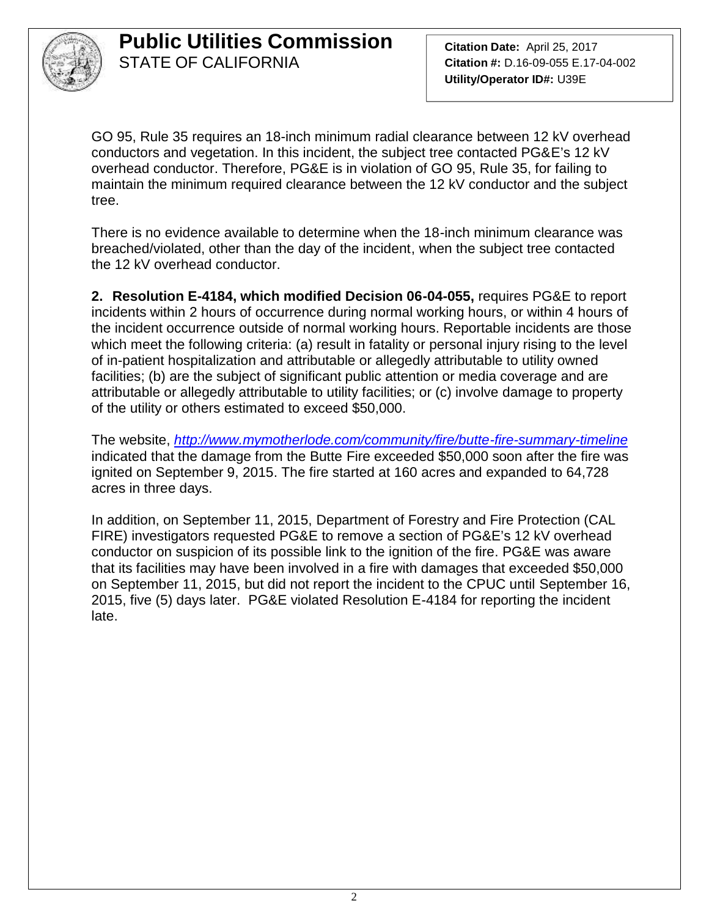GO 95, Rule 35 requires an 18-inch minimum radial clearance between 12 kV overhead conductors and vegetation. In this incident, the subject tree contacted PG&E's 12 kV overhead conductor. Therefore, PG&E is in violation of GO 95, Rule 35, for failing to maintain the minimum required clearance between the 12 kV conductor and the subject tree.

There is no evidence available to determine when the 18-inch minimum clearance was breached/violated, other than the day of the incident, when the subject tree contacted the 12 kV overhead conductor.

**2. Resolution E-4184, which modified Decision 06-04-055,** requires PG&E to report incidents within 2 hours of occurrence during normal working hours, or within 4 hours of the incident occurrence outside of normal working hours. Reportable incidents are those which meet the following criteria: (a) result in fatality or personal injury rising to the level of in-patient hospitalization and attributable or allegedly attributable to utility owned facilities; (b) are the subject of significant public attention or media coverage and are attributable or allegedly attributable to utility facilities; or (c) involve damage to property of the utility or others estimated to exceed $50,000.

The website, *http://www.mymotherlode.com/community/fire/butte-fire-summary-timeline* indicated that the damage from the Butte Fire exceeded $50,000 soon after the fire was ignited on September 9, 2015. The fire started at 160 acres and expanded to 64,728 acres in three days.

In addition, on September 11, 2015, Department of Forestry and Fire Protection (CAL FIRE) investigators requested PG&E to remove a section of PG&E's 12 kV overhead conductor on suspicion of its possible link to the ignition of the fire. PG&E was aware that its facilities may have been involved in a fire with damages that exceeded $50,000 on September 11, 2015, but did not report the incident to the CPUC until September 16, 2015, five (5) days later. PG&E violated Resolution E-4184 for reporting the incident late.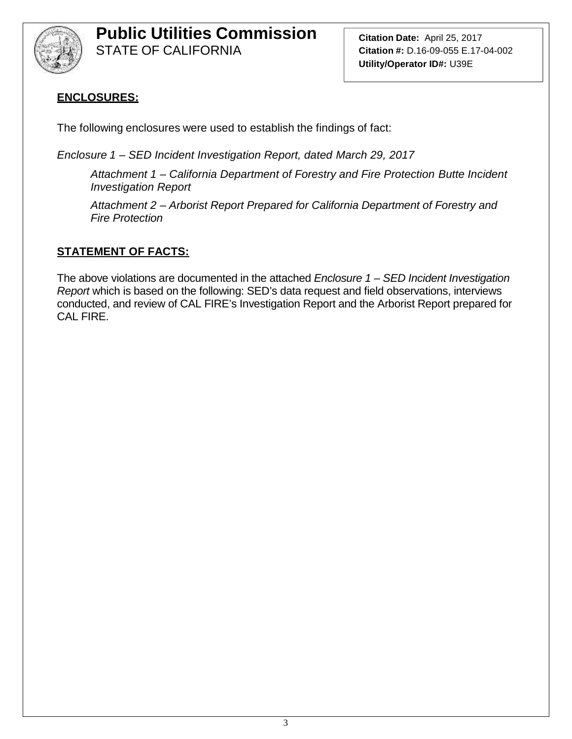## ENCLOSURES:

The following enclosures were used to establish the findings of fact:

*Enclosure 1 – SED Incident Investigation Report, dated March 29, 2017*

> *Attachment 1 – California Department of Forestry and Fire Protection Butte Incident Investigation Report*
>
> *Attachment 2 – Arborist Report Prepared for California Department of Forestry and Fire Protection*

## STATEMENT OF FACTS:

The above violations are documented in the attached *Enclosure 1 – SED Incident Investigation Report* which is based on the following: SED's data request and field observations, interviews conducted, and review of CAL FIRE's Investigation Report and the Arborist Report prepared for CAL FIRE.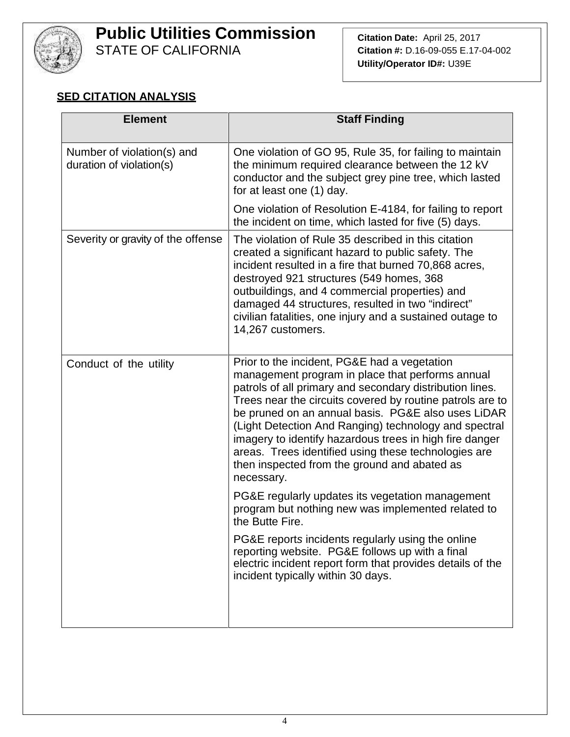# Public Utilities Commission
STATE OF CALIFORNIA

**Citation Date:** April 25, 2017
**Citation #:** D.16-09-055 E.17-04-002
**Utility/Operator ID#:** U39E

## SED CITATION ANALYSIS

| Element | Staff Finding |
|---|---|
| Number of violation(s) and duration of violation(s) | One violation of GO 95, Rule 35, for failing to maintain the minimum required clearance between the 12 kV conductor and the subject grey pine tree, which lasted for at least one (1) day.<br><br>One violation of Resolution E-4184, for failing to report the incident on time, which lasted for five (5) days. |
| Severity or gravity of the offense | The violation of Rule 35 described in this citation created a significant hazard to public safety. The incident resulted in a fire that burned 70,868 acres, destroyed 921 structures (549 homes, 368 outbuildings, and 4 commercial properties) and damaged 44 structures, resulted in two "indirect" civilian fatalities, one injury and a sustained outage to 14,267 customers. |
| Conduct of the utility | Prior to the incident, PG&E had a vegetation management program in place that performs annual patrols of all primary and secondary distribution lines. Trees near the circuits covered by routine patrols are to be pruned on an annual basis. PG&E also uses LiDAR (Light Detection And Ranging) technology and spectral imagery to identify hazardous trees in high fire danger areas. Trees identified using these technologies are then inspected from the ground and abated as necessary.<br><br>PG&E regularly updates its vegetation management program but nothing new was implemented related to the Butte Fire.<br><br>PG&E reports incidents regularly using the online reporting website. PG&E follows up with a final electric incident report form that provides details of the incident typically within 30 days. |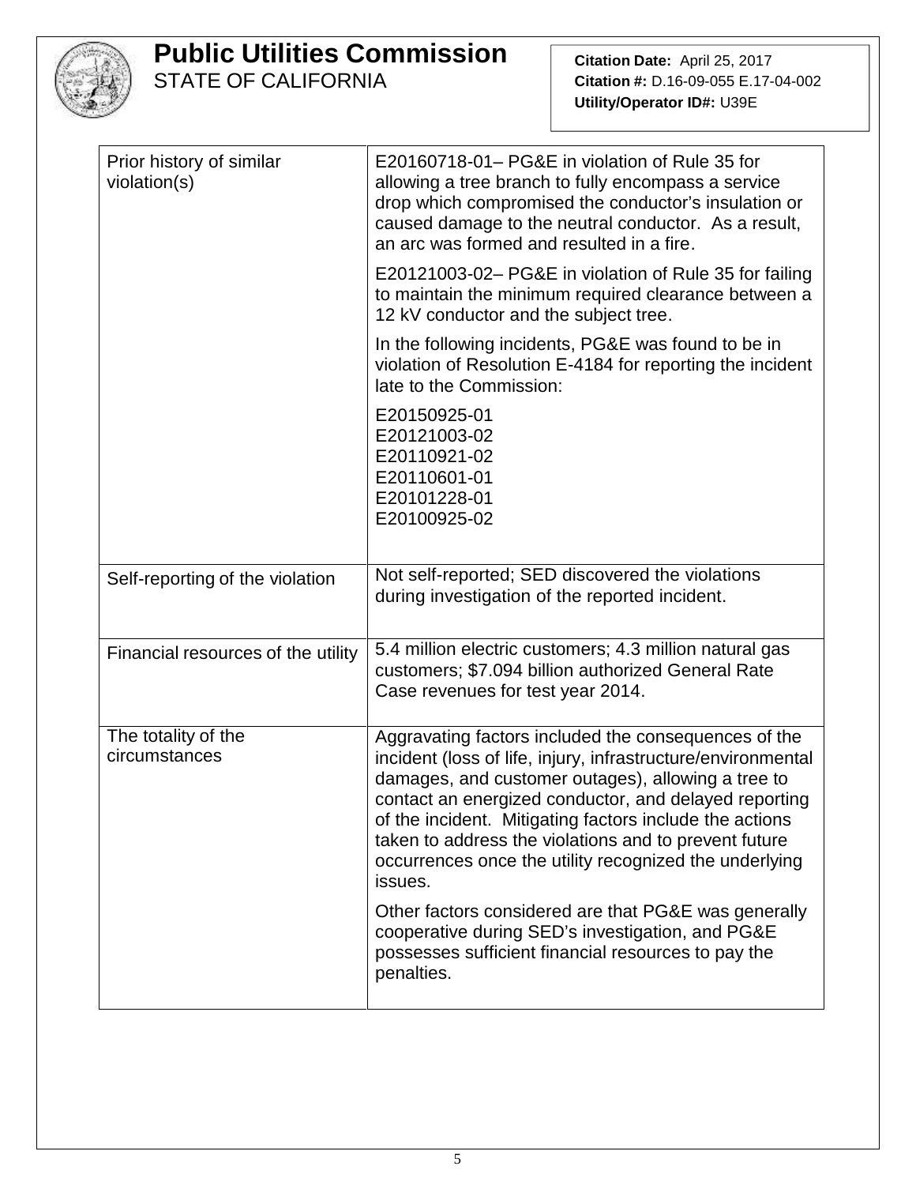# Public Utilities Commission
STATE OF CALIFORNIA

**Citation Date:** April 25, 2017
**Citation #:** D.16-09-055 E.17-04-002
**Utility/Operator ID#:** U39E

| | |
|---|---|
| Prior history of similar violation(s) | E20160718-01– PG&E in violation of Rule 35 for allowing a tree branch to fully encompass a service drop which compromised the conductor's insulation or caused damage to the neutral conductor. As a result, an arc was formed and resulted in a fire.<br><br>E20121003-02– PG&E in violation of Rule 35 for failing to maintain the minimum required clearance between a 12 kV conductor and the subject tree.<br><br>In the following incidents, PG&E was found to be in violation of Resolution E-4184 for reporting the incident late to the Commission:<br><br>E20150925-01<br>E20121003-02<br>E20110921-02<br>E20110601-01<br>E20101228-01<br>E20100925-02 |
| Self-reporting of the violation | Not self-reported; SED discovered the violations during investigation of the reported incident. |
| Financial resources of the utility | 5.4 million electric customers; 4.3 million natural gas customers; $7.094 billion authorized General Rate Case revenues for test year 2014. |
| The totality of the circumstances | Aggravating factors included the consequences of the incident (loss of life, injury, infrastructure/environmental damages, and customer outages), allowing a tree to contact an energized conductor, and delayed reporting of the incident. Mitigating factors include the actions taken to address the violations and to prevent future occurrences once the utility recognized the underlying issues.<br><br>Other factors considered are that PG&E was generally cooperative during SED's investigation, and PG&E possesses sufficient financial resources to pay the penalties. |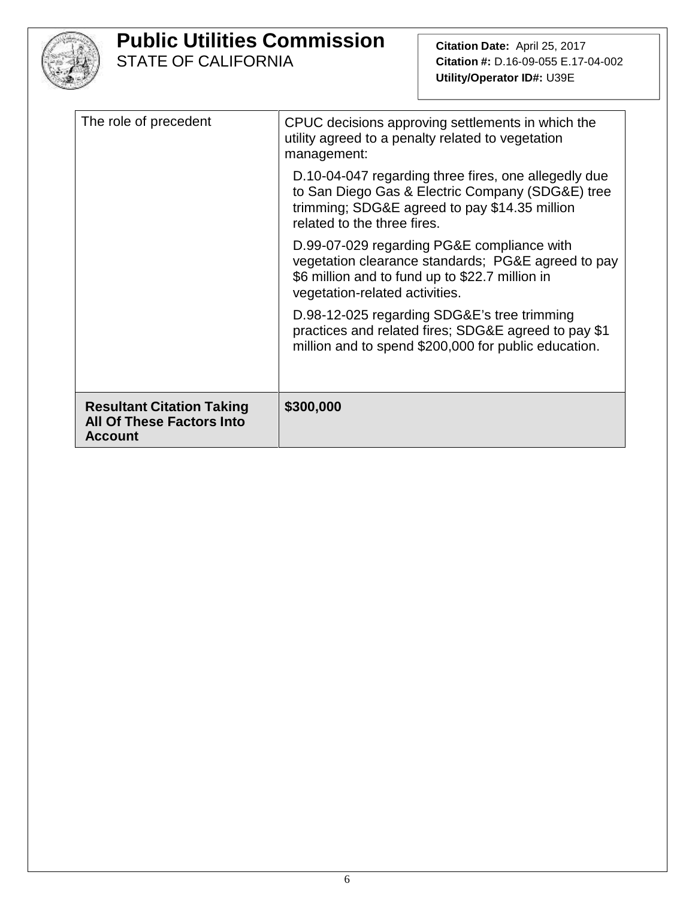**Public Utilities Commission**
STATE OF CALIFORNIA

**Citation Date:** April 25, 2017
**Citation #:** D.16-09-055 E.17-04-002
**Utility/Operator ID#:** U39E

| | |
|---|---|
| The role of precedent | CPUC decisions approving settlements in which the utility agreed to a penalty related to vegetation management:<br><br>D.10-04-047 regarding three fires, one allegedly due to San Diego Gas & Electric Company (SDG&E) tree trimming; SDG&E agreed to pay $14.35 million related to the three fires.<br><br>D.99-07-029 regarding PG&E compliance with vegetation clearance standards; PG&E agreed to pay $6 million and to fund up to $22.7 million in vegetation-related activities.<br><br>D.98-12-025 regarding SDG&E's tree trimming practices and related fires; SDG&E agreed to pay $1 million and to spend $200,000 for public education. |
| **Resultant Citation Taking All Of These Factors Into Account** | **$300,000** |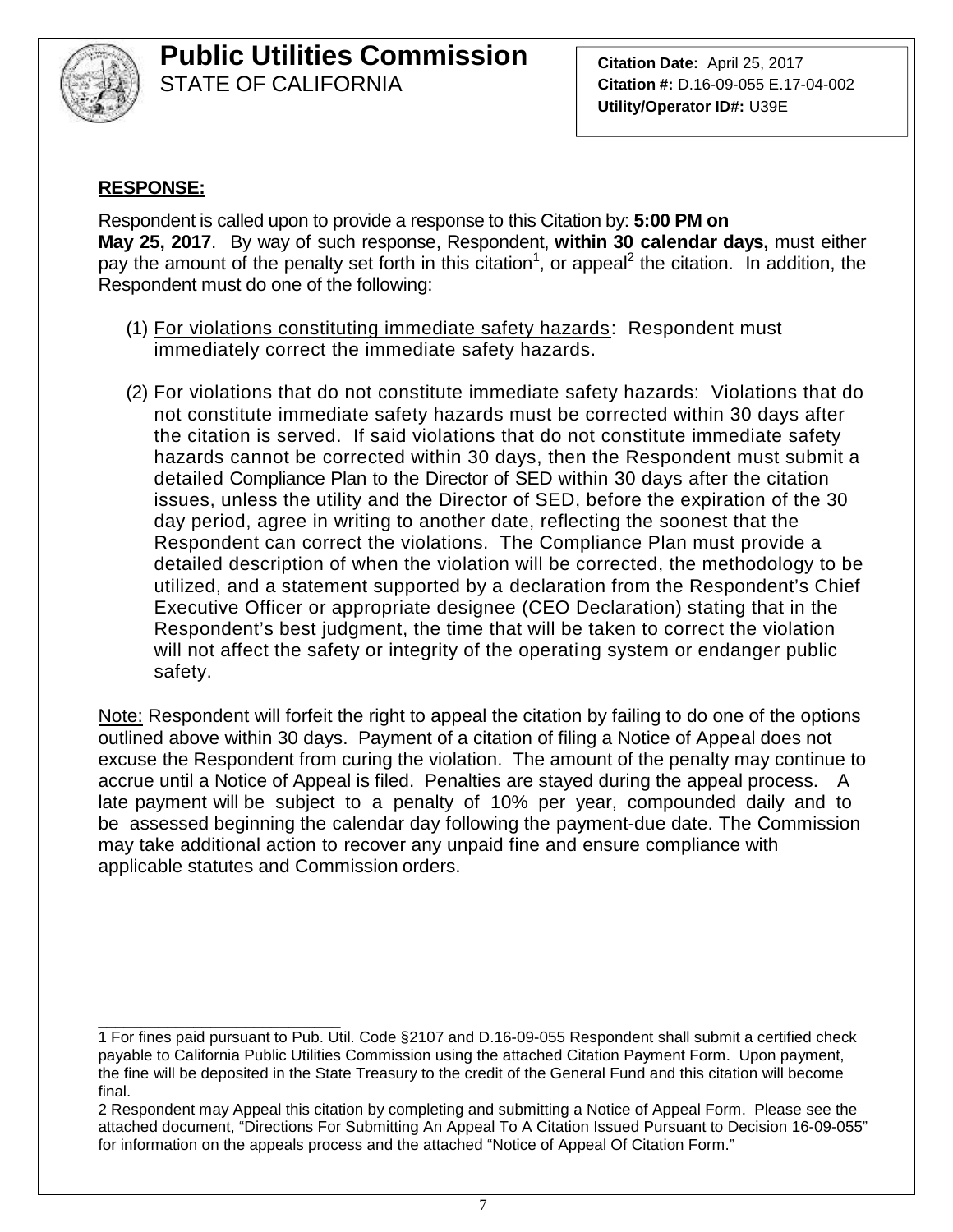**Public Utilities Commission**
STATE OF CALIFORNIA

**Citation Date:** April 25, 2017
**Citation #:** D.16-09-055 E.17-04-002
**Utility/Operator ID#:** U39E

**RESPONSE:**

Respondent is called upon to provide a response to this Citation by: **5:00 PM on May 25, 2017**. By way of such response, Respondent, **within 30 calendar days,** must either pay the amount of the penalty set forth in this citation[1], or appeal[2] the citation. In addition, the Respondent must do one of the following:

(1) For violations constituting immediate safety hazards: Respondent must immediately correct the immediate safety hazards.

(2) For violations that do not constitute immediate safety hazards: Violations that do not constitute immediate safety hazards must be corrected within 30 days after the citation is served. If said violations that do not constitute immediate safety hazards cannot be corrected within 30 days, then the Respondent must submit a detailed Compliance Plan to the Director of SED within 30 days after the citation issues, unless the utility and the Director of SED, before the expiration of the 30 day period, agree in writing to another date, reflecting the soonest that the Respondent can correct the violations. The Compliance Plan must provide a detailed description of when the violation will be corrected, the methodology to be utilized, and a statement supported by a declaration from the Respondent's Chief Executive Officer or appropriate designee (CEO Declaration) stating that in the Respondent's best judgment, the time that will be taken to correct the violation will not affect the safety or integrity of the operating system or endanger public safety.

Note: Respondent will forfeit the right to appeal the citation by failing to do one of the options outlined above within 30 days. Payment of a citation of filing a Notice of Appeal does not excuse the Respondent from curing the violation. The amount of the penalty may continue to accrue until a Notice of Appeal is filed. Penalties are stayed during the appeal process. A late payment will be subject to a penalty of 10% per year, compounded daily and to be assessed beginning the calendar day following the payment-due date. The Commission may take additional action to recover any unpaid fine and ensure compliance with applicable statutes and Commission orders.

---

1 For fines paid pursuant to Pub. Util. Code §2107 and D.16-09-055 Respondent shall submit a certified check payable to California Public Utilities Commission using the attached Citation Payment Form. Upon payment, the fine will be deposited in the State Treasury to the credit of the General Fund and this citation will become final.

2 Respondent may Appeal this citation by completing and submitting a Notice of Appeal Form. Please see the attached document, "Directions For Submitting An Appeal To A Citation Issued Pursuant to Decision 16-09-055" for information on the appeals process and the attached "Notice of Appeal Of Citation Form."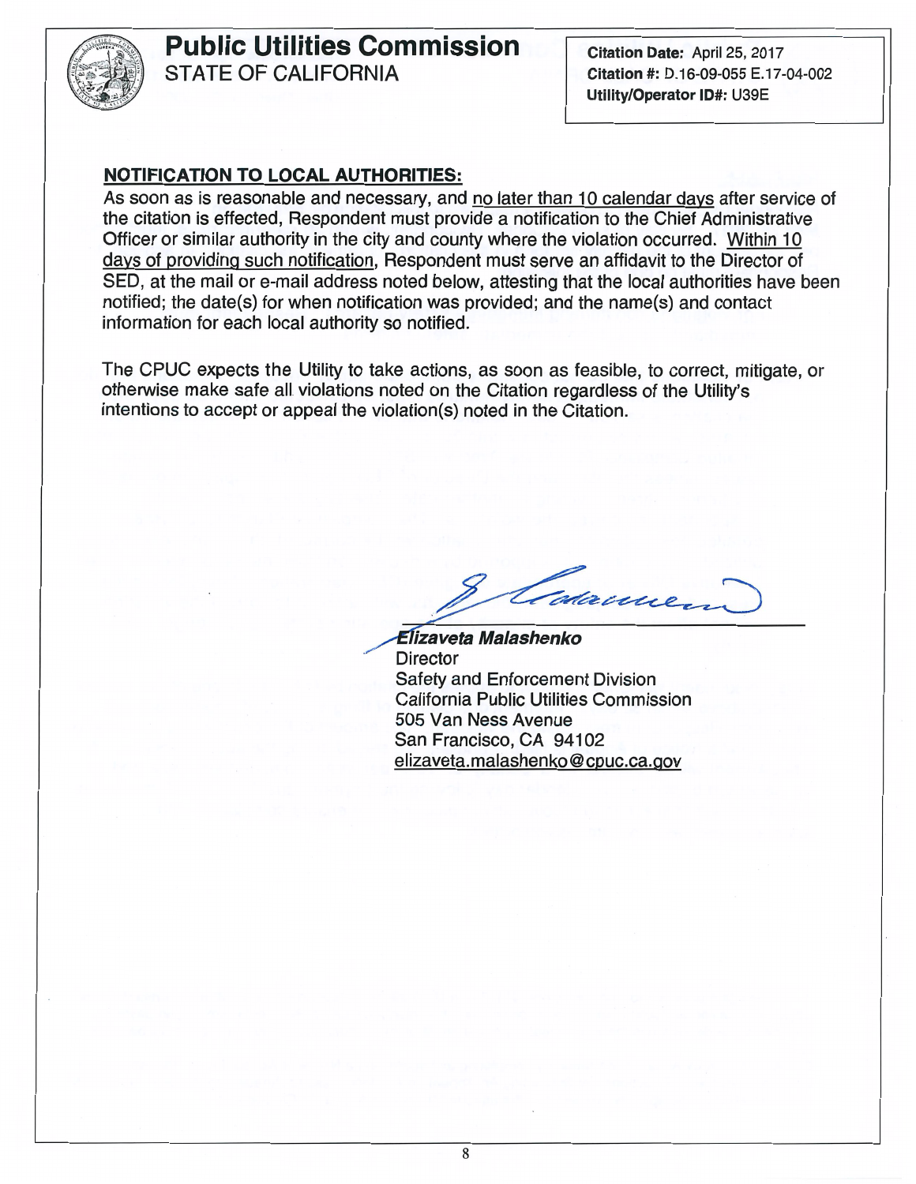# Public Utilities Commission
STATE OF CALIFORNIA

**Citation Date:** April 25, 2017
**Citation #:** D.16-09-055 E.17-04-002
**Utility/Operator ID#:** U39E

**NOTIFICATION TO LOCAL AUTHORITIES:**

As soon as is reasonable and necessary, and no later than 10 calendar days after service of the citation is effected, Respondent must provide a notification to the Chief Administrative Officer or similar authority in the city and county where the violation occurred. Within 10 days of providing such notification, Respondent must serve an affidavit to the Director of SED, at the mail or e-mail address noted below, attesting that the local authorities have been notified; the date(s) for when notification was provided; and the name(s) and contact information for each local authority so notified.

The CPUC expects the Utility to take actions, as soon as feasible, to correct, mitigate, or otherwise make safe all violations noted on the Citation regardless of the Utility's intentions to accept or appeal the violation(s) noted in the Citation.

***Elizaveta Malashenko***
Director
Safety and Enforcement Division
California Public Utilities Commission
505 Van Ness Avenue
San Francisco, CA 94102
elizaveta.malashenko@cpuc.ca.gov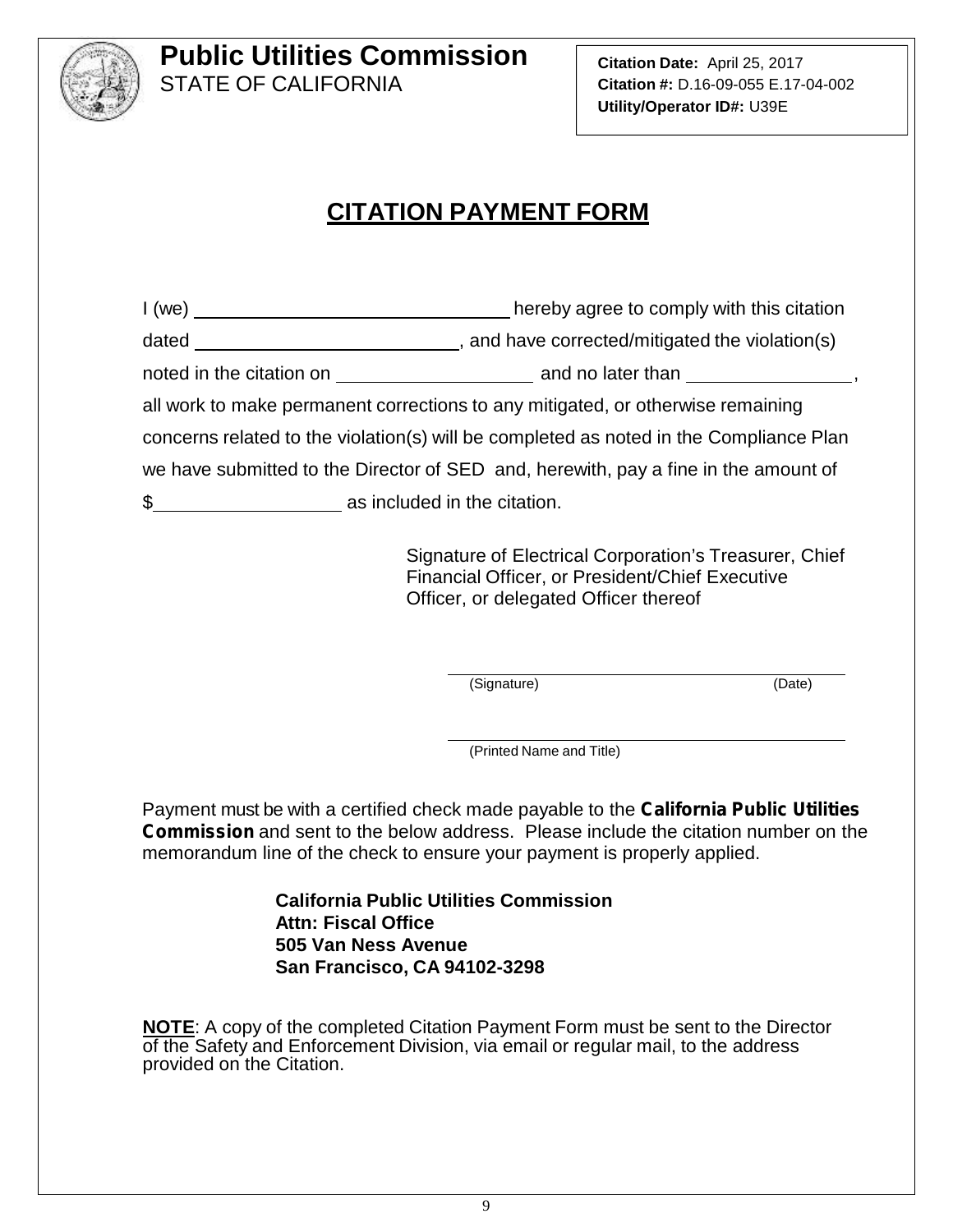**Public Utilities Commission**
STATE OF CALIFORNIA

**Citation Date:** April 25, 2017
**Citation #:** D.16-09-055 E.17-04-002
**Utility/Operator ID#:** U39E

# CITATION PAYMENT FORM

I (we) ______________________________ hereby agree to comply with this citation dated __________________________, and have corrected/mitigated the violation(s) noted in the citation on ____________________ and no later than ________________, all work to make permanent corrections to any mitigated, or otherwise remaining concerns related to the violation(s) will be completed as noted in the Compliance Plan we have submitted to the Director of SED and, herewith, pay a fine in the amount of $__________________ as included in the citation.

Signature of Electrical Corporation's Treasurer, Chief Financial Officer, or President/Chief Executive Officer, or delegated Officer thereof

______________________________________________
(Signature) (Date)

______________________________________________
(Printed Name and Title)

Payment must be with a certified check made payable to the **California Public Utilities Commission** and sent to the below address. Please include the citation number on the memorandum line of the check to ensure your payment is properly applied.

**California Public Utilities Commission**
**Attn: Fiscal Office**
**505 Van Ness Avenue**
**San Francisco, CA 94102-3298**

**NOTE**: A copy of the completed Citation Payment Form must be sent to the Director of the Safety and Enforcement Division, via email or regular mail, to the address provided on the Citation.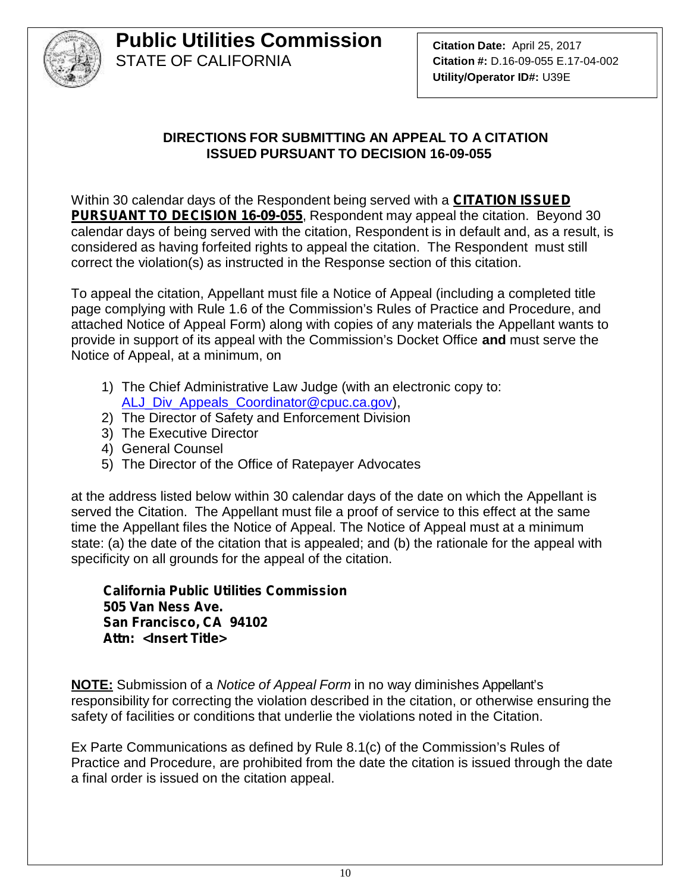# Public Utilities Commission
STATE OF CALIFORNIA

**Citation Date:** April 25, 2017
**Citation #:** D.16-09-055 E.17-04-002
**Utility/Operator ID#:** U39E

## DIRECTIONS FOR SUBMITTING AN APPEAL TO A CITATION ISSUED PURSUANT TO DECISION 16-09-055

Within 30 calendar days of the Respondent being served with a **CITATION ISSUED PURSUANT TO DECISION 16-09-055**, Respondent may appeal the citation. Beyond 30 calendar days of being served with the citation, Respondent is in default and, as a result, is considered as having forfeited rights to appeal the citation. The Respondent must still correct the violation(s) as instructed in the Response section of this citation.

To appeal the citation, Appellant must file a Notice of Appeal (including a completed title page complying with Rule 1.6 of the Commission's Rules of Practice and Procedure, and attached Notice of Appeal Form) along with copies of any materials the Appellant wants to provide in support of its appeal with the Commission's Docket Office **and** must serve the Notice of Appeal, at a minimum, on

1) The Chief Administrative Law Judge (with an electronic copy to: ALJ_Div_Appeals_Coordinator@cpuc.ca.gov),
2) The Director of Safety and Enforcement Division
3) The Executive Director
4) General Counsel
5) The Director of the Office of Ratepayer Advocates

at the address listed below within 30 calendar days of the date on which the Appellant is served the Citation. The Appellant must file a proof of service to this effect at the same time the Appellant files the Notice of Appeal. The Notice of Appeal must at a minimum state: (a) the date of the citation that is appealed; and (b) the rationale for the appeal with specificity on all grounds for the appeal of the citation.

**California Public Utilities Commission**
**505 Van Ness Ave.**
**San Francisco, CA 94102**
**Attn: <Insert Title>**

**NOTE:** Submission of a *Notice of Appeal Form* in no way diminishes Appellant's responsibility for correcting the violation described in the citation, or otherwise ensuring the safety of facilities or conditions that underlie the violations noted in the Citation.

Ex Parte Communications as defined by Rule 8.1(c) of the Commission's Rules of Practice and Procedure, are prohibited from the date the citation is issued through the date a final order is issued on the citation appeal.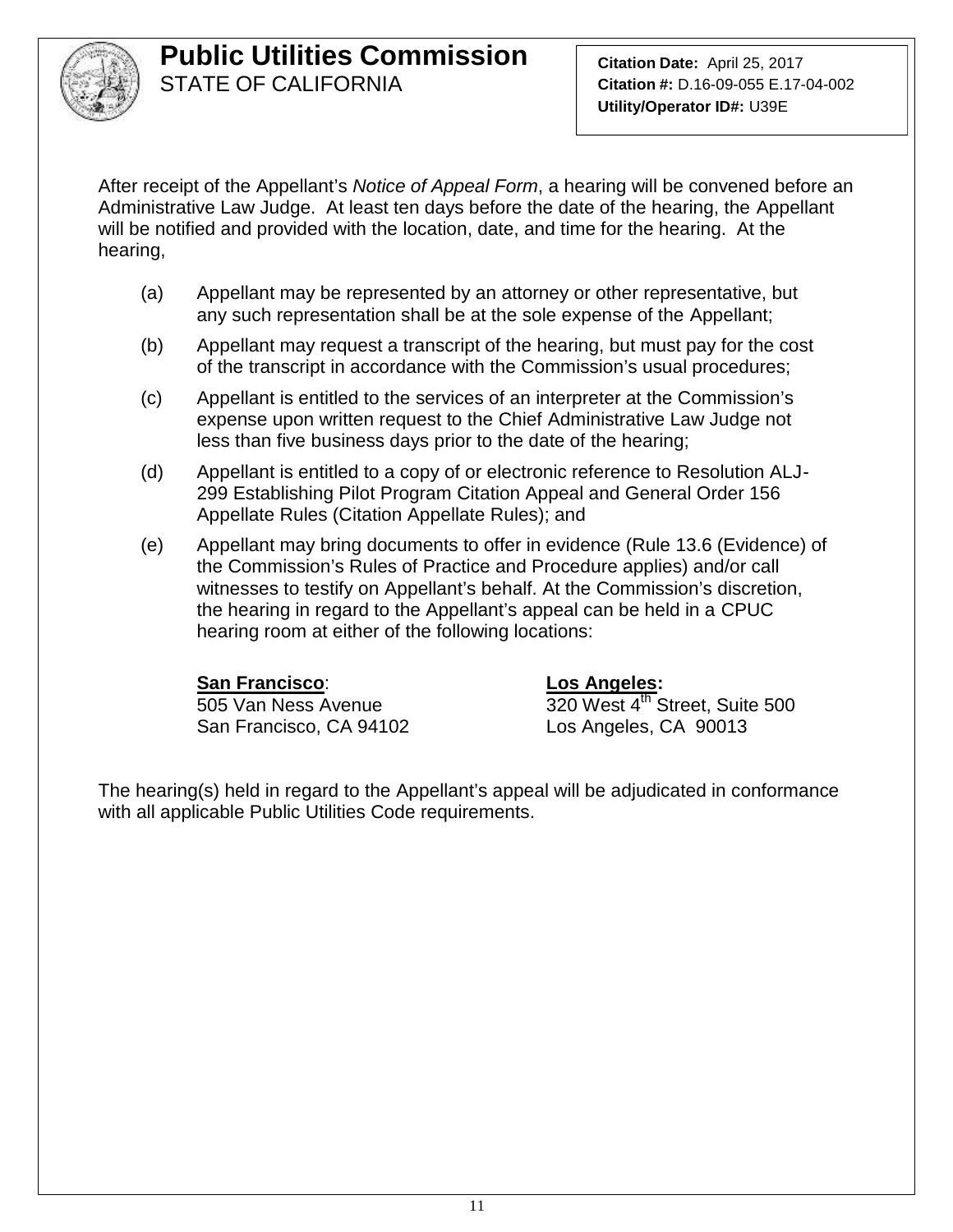**Public Utilities Commission**
STATE OF CALIFORNIA

**Citation Date:** April 25, 2017
**Citation #:** D.16-09-055 E.17-04-002
**Utility/Operator ID#:** U39E

After receipt of the Appellant's *Notice of Appeal Form*, a hearing will be convened before an Administrative Law Judge. At least ten days before the date of the hearing, the Appellant will be notified and provided with the location, date, and time for the hearing. At the hearing,

(a) Appellant may be represented by an attorney or other representative, but any such representation shall be at the sole expense of the Appellant;

(b) Appellant may request a transcript of the hearing, but must pay for the cost of the transcript in accordance with the Commission's usual procedures;

(c) Appellant is entitled to the services of an interpreter at the Commission's expense upon written request to the Chief Administrative Law Judge not less than five business days prior to the date of the hearing;

(d) Appellant is entitled to a copy of or electronic reference to Resolution ALJ-299 Establishing Pilot Program Citation Appeal and General Order 156 Appellate Rules (Citation Appellate Rules); and

(e) Appellant may bring documents to offer in evidence (Rule 13.6 (Evidence) of the Commission's Rules of Practice and Procedure applies) and/or call witnesses to testify on Appellant's behalf. At the Commission's discretion, the hearing in regard to the Appellant's appeal can be held in a CPUC hearing room at either of the following locations:

**San Francisco**:
505 Van Ness Avenue
San Francisco, CA 94102

**Los Angeles:**
320 West 4th Street, Suite 500
Los Angeles, CA 90013

The hearing(s) held in regard to the Appellant's appeal will be adjudicated in conformance with all applicable Public Utilities Code requirements.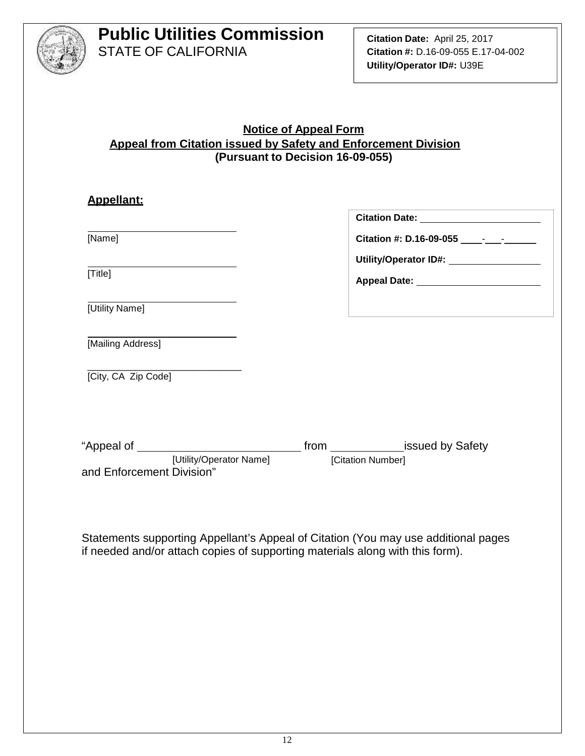# Public Utilities Commission
STATE OF CALIFORNIA

**Citation Date:** April 25, 2017
**Citation #:** D.16-09-055 E.17-04-002
**Utility/Operator ID#:** U39E

## Notice of Appeal Form
## Appeal from Citation issued by Safety and Enforcement Division
### (Pursuant to Decision 16-09-055)

**Appellant:**

______________________________
[Name]

______________________________
[Title]

______________________________
[Utility Name]

______________________________
[Mailing Address]

______________________________
[City, CA Zip Code]

**Citation Date:** ______________________

**Citation #: D.16-09-055** ____-___-______

**Utility/Operator ID#:** ______________________

**Appeal Date:** ______________________

"Appeal of ____________________________ from ____________ issued by Safety and Enforcement Division"
[Utility/Operator Name] [Citation Number]

Statements supporting Appellant's Appeal of Citation (You may use additional pages if needed and/or attach copies of supporting materials along with this form).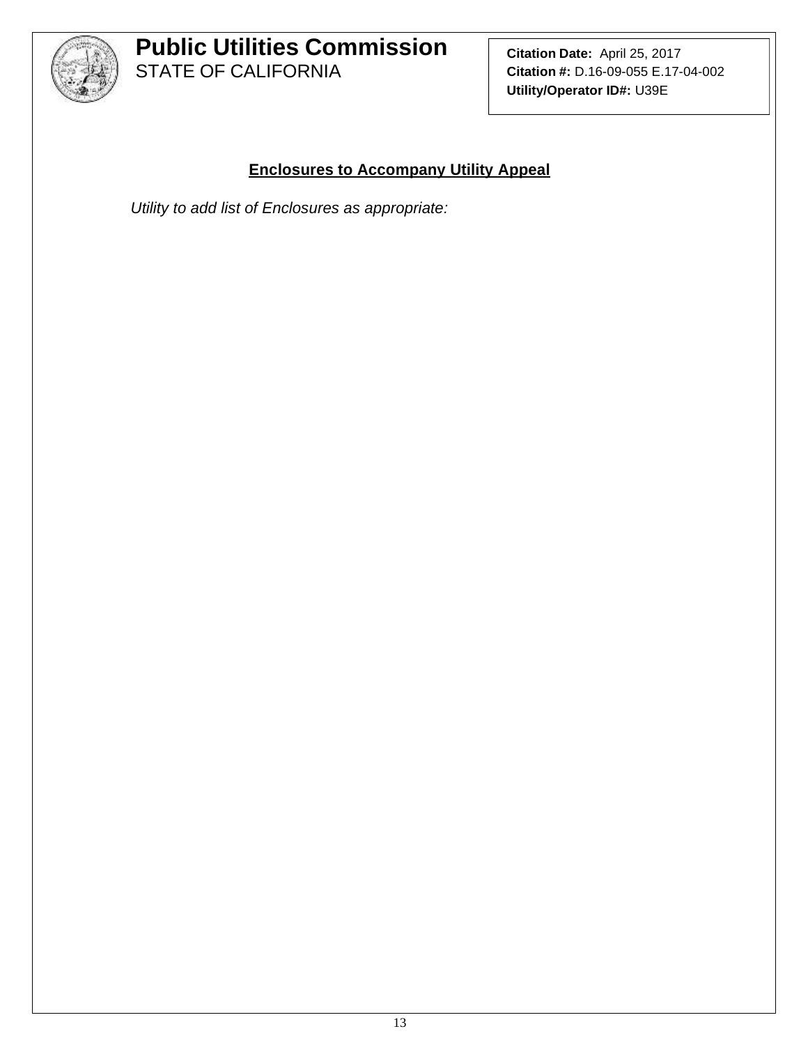**Public Utilities Commission**
STATE OF CALIFORNIA

**Citation Date:** April 25, 2017
**Citation #:** D.16-09-055 E.17-04-002
**Utility/Operator ID#:** U39E

## Enclosures to Accompany Utility Appeal

*Utility to add list of Enclosures as appropriate:*